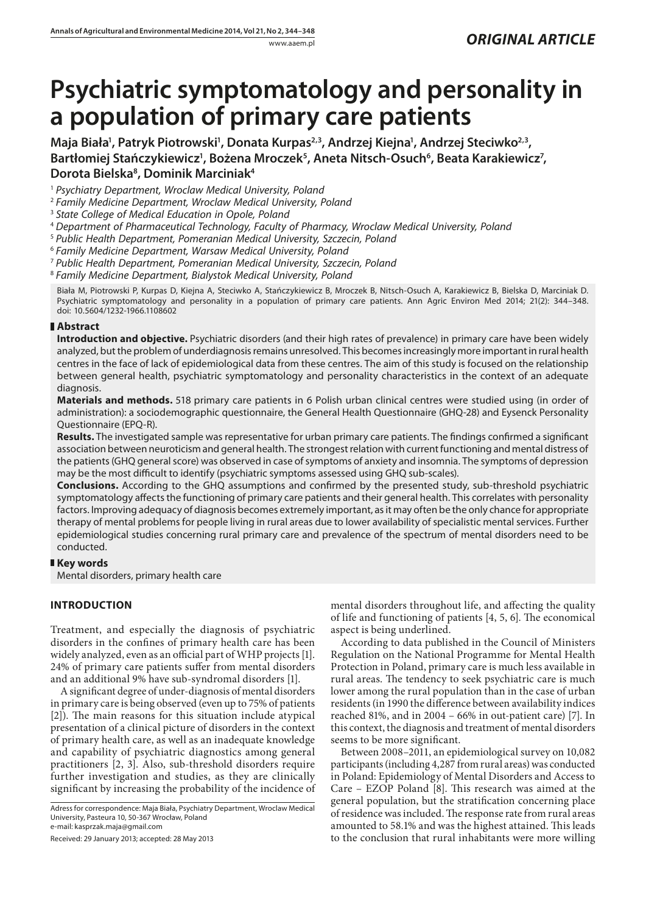# Psychiatric symptomatology and personality in a population of primary care patients

**Maja Biała[1], Patryk Piotrowski[1], Donata Kurpas[2,3], Andrzej Kiejna[1], Andrzej Steciwko[2,3], Bartłomiej Stańczykiewicz[1], Bożena Mroczek[5], Aneta Nitsch-Osuch[6], Beata Karakiewicz[7], Dorota Bielska[8], Dominik Marciniak[4]**

[1] *Psychiatry Department, Wroclaw Medical University, Poland*
[2] *Family Medicine Department, Wroclaw Medical University, Poland*
[3] *State College of Medical Education in Opole, Poland*
[4] *Department of Pharmaceutical Technology, Faculty of Pharmacy, Wroclaw Medical University, Poland*
[5] *Public Health Department, Pomeranian Medical University, Szczecin, Poland*
[6] *Family Medicine Department, Warsaw Medical University, Poland*
[7] *Public Health Department, Pomeranian Medical University, Szczecin, Poland*
[8] *Family Medicine Department, Bialystok Medical University, Poland*

Biała M, Piotrowski P, Kurpas D, Kiejna A, Steciwko A, Stańczykiewicz B, Mroczek B, Nitsch-Osuch A, Karakiewicz B, Bielska D, Marciniak D. Psychiatric symptomatology and personality in a population of primary care patients. Ann Agric Environ Med 2014; 21(2): 344–348. doi: 10.5604/1232-1966.1108602

## Abstract

**Introduction and objective.** Psychiatric disorders (and their high rates of prevalence) in primary care have been widely analyzed, but the problem of underdiagnosis remains unresolved. This becomes increasingly more important in rural health centres in the face of lack of epidemiological data from these centres. The aim of this study is focused on the relationship between general health, psychiatric symptomatology and personality characteristics in the context of an adequate diagnosis.

**Materials and methods.** 518 primary care patients in 6 Polish urban clinical centres were studied using (in order of administration): a sociodemographic questionnaire, the General Health Questionnaire (GHQ-28) and Eysenck Personality Questionnaire (EPQ-R).

**Results.** The investigated sample was representative for urban primary care patients. The findings confirmed a significant association between neuroticism and general health. The strongest relation with current functioning and mental distress of the patients (GHQ general score) was observed in case of symptoms of anxiety and insomnia. The symptoms of depression may be the most difficult to identify (psychiatric symptoms assessed using GHQ sub-scales).

**Conclusions.** According to the GHQ assumptions and confirmed by the presented study, sub-threshold psychiatric symptomatology affects the functioning of primary care patients and their general health. This correlates with personality factors. Improving adequacy of diagnosis becomes extremely important, as it may often be the only chance for appropriate therapy of mental problems for people living in rural areas due to lower availability of specialistic mental services. Further epidemiological studies concerning rural primary care and prevalence of the spectrum of mental disorders need to be conducted.

## Key words

Mental disorders, primary health care

## INTRODUCTION

Treatment, and especially the diagnosis of psychiatric disorders in the confines of primary health care has been widely analyzed, even as an official part of WHP projects [1]. 24% of primary care patients suffer from mental disorders and an additional 9% have sub-syndromal disorders [1].

A significant degree of under-diagnosis of mental disorders in primary care is being observed (even up to 75% of patients [2]). The main reasons for this situation include atypical presentation of a clinical picture of disorders in the context of primary health care, as well as an inadequate knowledge and capability of psychiatric diagnostics among general practitioners [2, 3]. Also, sub-threshold disorders require further investigation and studies, as they are clinically significant by increasing the probability of the incidence of mental disorders throughout life, and affecting the quality of life and functioning of patients [4, 5, 6]. The economical aspect is being underlined.

According to data published in the Council of Ministers Regulation on the National Programme for Mental Health Protection in Poland, primary care is much less available in rural areas. The tendency to seek psychiatric care is much lower among the rural population than in the case of urban residents (in 1990 the difference between availability indices reached 81%, and in 2004 – 66% in out-patient care) [7]. In this context, the diagnosis and treatment of mental disorders seems to be more significant.

Between 2008–2011, an epidemiological survey on 10,082 participants (including 4,287 from rural areas) was conducted in Poland: Epidemiology of Mental Disorders and Access to Care – EZOP Poland [8]. This research was aimed at the general population, but the stratification concerning place of residence was included. The response rate from rural areas amounted to 58.1% and was the highest attained. This leads to the conclusion that rural inhabitants were more willing

Adress for correspondence: Maja Biała, Psychiatry Department, Wroclaw Medical University, Pasteura 10, 50-367 Wrocław, Poland
e-mail: kasprzak.maja@gmail.com

Received: 29 January 2013; accepted: 28 May 2013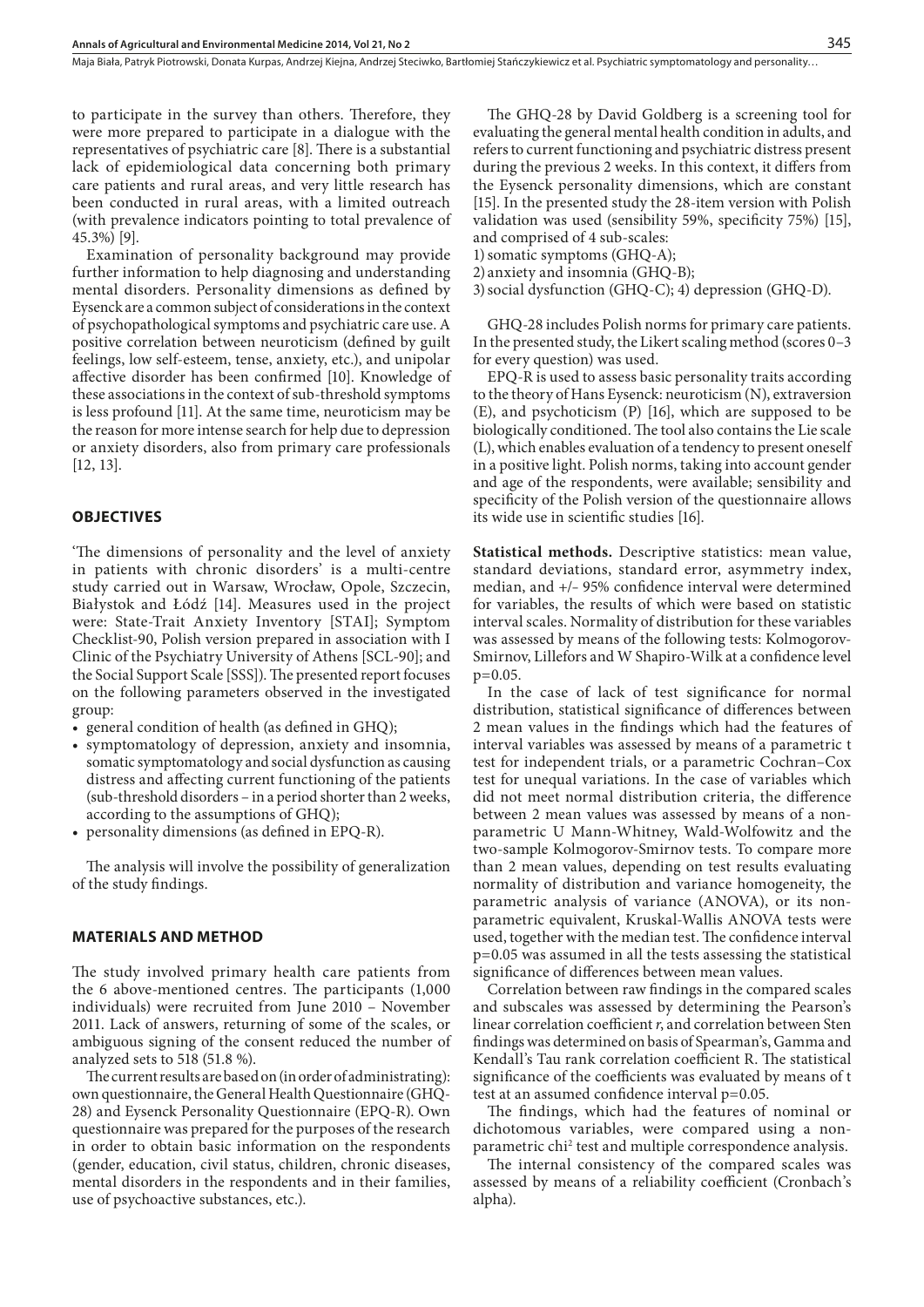to participate in the survey than others. Therefore, they were more prepared to participate in a dialogue with the representatives of psychiatric care [8]. There is a substantial lack of epidemiological data concerning both primary care patients and rural areas, and very little research has been conducted in rural areas, with a limited outreach (with prevalence indicators pointing to total prevalence of 45.3%) [9].

Examination of personality background may provide further information to help diagnosing and understanding mental disorders. Personality dimensions as defined by Eysenck are a common subject of considerations in the context of psychopathological symptoms and psychiatric care use. A positive correlation between neuroticism (defined by guilt feelings, low self-esteem, tense, anxiety, etc.), and unipolar affective disorder has been confirmed [10]. Knowledge of these associations in the context of sub-threshold symptoms is less profound [11]. At the same time, neuroticism may be the reason for more intense search for help due to depression or anxiety disorders, also from primary care professionals [12, 13].

## OBJECTIVES

'The dimensions of personality and the level of anxiety in patients with chronic disorders' is a multi-centre study carried out in Warsaw, Wrocław, Opole, Szczecin, Białystok and Łódź [14]. Measures used in the project were: State-Trait Anxiety Inventory [STAI]; Symptom Checklist-90, Polish version prepared in association with I Clinic of the Psychiatry University of Athens [SCL-90]; and the Social Support Scale [SSS]). The presented report focuses on the following parameters observed in the investigated group:

- general condition of health (as defined in GHQ);
- symptomatology of depression, anxiety and insomnia, somatic symptomatology and social dysfunction as causing distress and affecting current functioning of the patients (sub-threshold disorders – in a period shorter than 2 weeks, according to the assumptions of GHQ);
- personality dimensions (as defined in EPQ-R).

The analysis will involve the possibility of generalization of the study findings.

## MATERIALS AND METHOD

The study involved primary health care patients from the 6 above-mentioned centres. The participants (1,000 individuals) were recruited from June 2010 – November 2011. Lack of answers, returning of some of the scales, or ambiguous signing of the consent reduced the number of analyzed sets to 518 (51.8 %).

The current results are based on (in order of administrating): own questionnaire, the General Health Questionnaire (GHQ-28) and Eysenck Personality Questionnaire (EPQ-R). Own questionnaire was prepared for the purposes of the research in order to obtain basic information on the respondents (gender, education, civil status, children, chronic diseases, mental disorders in the respondents and in their families, use of psychoactive substances, etc.).

The GHQ-28 by David Goldberg is a screening tool for evaluating the general mental health condition in adults, and refers to current functioning and psychiatric distress present during the previous 2 weeks. In this context, it differs from the Eysenck personality dimensions, which are constant [15]. In the presented study the 28-item version with Polish validation was used (sensibility 59%, specificity 75%) [15], and comprised of 4 sub-scales:

1) somatic symptoms (GHQ-A);
2) anxiety and insomnia (GHQ-B);
3) social dysfunction (GHQ-C); 4) depression (GHQ-D).

GHQ-28 includes Polish norms for primary care patients. In the presented study, the Likert scaling method (scores 0–3 for every question) was used.

EPQ-R is used to assess basic personality traits according to the theory of Hans Eysenck: neuroticism (N), extraversion (E), and psychoticism (P) [16], which are supposed to be biologically conditioned. The tool also contains the Lie scale (L), which enables evaluation of a tendency to present oneself in a positive light. Polish norms, taking into account gender and age of the respondents, were available; sensibility and specificity of the Polish version of the questionnaire allows its wide use in scientific studies [16].

**Statistical methods.** Descriptive statistics: mean value, standard deviations, standard error, asymmetry index, median, and +/– 95% confidence interval were determined for variables, the results of which were based on statistic interval scales. Normality of distribution for these variables was assessed by means of the following tests: Kolmogorov-Smirnov, Lillefors and W Shapiro-Wilk at a confidence level $p=0.05$.

In the case of lack of test significance for normal distribution, statistical significance of differences between 2 mean values in the findings which had the features of interval variables was assessed by means of a parametric t test for independent trials, or a parametric Cochran–Cox test for unequal variations. In the case of variables which did not meet normal distribution criteria, the difference between 2 mean values was assessed by means of a non-parametric U Mann-Whitney, Wald-Wolfowitz and the two-sample Kolmogorov-Smirnov tests. To compare more than 2 mean values, depending on test results evaluating normality of distribution and variance homogeneity, the parametric analysis of variance (ANOVA), or its non-parametric equivalent, Kruskal-Wallis ANOVA tests were used, together with the median test. The confidence interval $p=0.05$ was assumed in all the tests assessing the statistical significance of differences between mean values.

Correlation between raw findings in the compared scales and subscales was assessed by determining the Pearson's linear correlation coefficient *r*, and correlation between Sten findings was determined on basis of Spearman's, Gamma and Kendall's Tau rank correlation coefficient R. The statistical significance of the coefficients was evaluated by means of t test at an assumed confidence interval $p=0.05$.

The findings, which had the features of nominal or dichotomous variables, were compared using a non-parametric $chi^2$ test and multiple correspondence analysis.

The internal consistency of the compared scales was assessed by means of a reliability coefficient (Cronbach's alpha).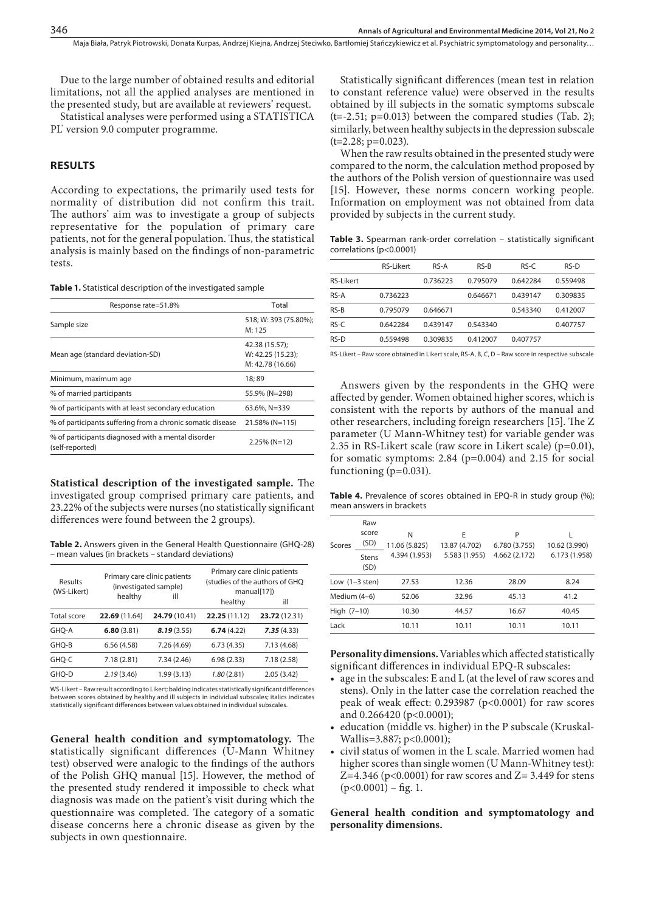Due to the large number of obtained results and editorial limitations, not all the applied analyses are mentioned in the presented study, but are available at reviewers' request.

Statistical analyses were performed using a STATISTICA PL® version 9.0 computer programme.

## RESULTS

According to expectations, the primarily used tests for normality of distribution did not confirm this trait. The authors' aim was to investigate a group of subjects representative for the population of primary care patients, not for the general population. Thus, the statistical analysis is mainly based on the findings of non-parametric tests.

**Table 1.** Statistical description of the investigated sample

| Response rate=51.8% | Total |
|---|---|
| Sample size | 518; W: 393 (75.80%); M: 125 |
| Mean age (standard deviation-SD) | 42.38 (15.57); W: 42.25 (15.23); M: 42.78 (16.66) |
| Minimum, maximum age | 18; 89 |
| % of married participants | 55.9% (N=298) |
| % of participants with at least secondary education | 63.6%, N=339 |
| % of participants suffering from a chronic somatic disease | 21.58% (N=115) |
| % of participants diagnosed with a mental disorder (self-reported) | 2.25% (N=12) |

**Statistical description of the investigated sample.** The investigated group comprised primary care patients, and 23.22% of the subjects were nurses (no statistically significant differences were found between the 2 groups).

**Table 2.** Answers given in the General Health Questionnaire (GHQ-28) – mean values (in brackets – standard deviations)

| Results (WS-Likert) | Primary care clinic patients (investigated sample) | | Primary care clinic patients (studies of the authors of GHQ manual[17]) | |
|---|---|---|---|---|
| | healthy | ill | healthy | ill |
| Total score | **22.69** (11.64) | **24.79** (10.41) | **22.25** (11.12) | **23.72** (12.31) |
| GHQ-A | **6.80** (3.81) | ***8.19*** (3.55) | **6.74** (4.22) | ***7.35*** (4.33) |
| GHQ-B | 6.56 (4.58) | 7.26 (4.69) | 6.73 (4.35) | 7.13 (4.68) |
| GHQ-C | 7.18 (2.81) | 7.34 (2.46) | 6.98 (2.33) | 7.18 (2.58) |
| GHQ-D | *2.19* (3.46) | 1.99 (3.13) | *1.80* (2.81) | 2.05 (3.42) |

WS-Likert – Raw result according to Likert; balding indicates statistically significant differences between scores obtained by healthy and ill subjects in individual subscales; italics indicates statistically significant differences between values obtained in individual subscales.

**General health condition and symptomatology.** The **s**tatistically significant differences (U-Mann Whitney test) observed were analogic to the findings of the authors of the Polish GHQ manual [15]. However, the method of the presented study rendered it impossible to check what diagnosis was made on the patient's visit during which the questionnaire was completed. The category of a somatic disease concerns here a chronic disease as given by the subjects in own questionnaire.

Statistically significant differences (mean test in relation to constant reference value) were observed in the results obtained by ill subjects in the somatic symptoms subscale ($t=-2.51$; $p=0.013$) between the compared studies (Tab. 2); similarly, between healthy subjects in the depression subscale ($t=2.28$; $p=0.023$).

When the raw results obtained in the presented study were compared to the norm, the calculation method proposed by the authors of the Polish version of questionnaire was used [15]. However, these norms concern working people. Information on employment was not obtained from data provided by subjects in the current study.

**Table 3.** Spearman rank-order correlation – statistically significant correlations ($p<0.0001$)

| | RS-Likert | RS-A | RS-B | RS-C | RS-D |
|---|---|---|---|---|---|
| RS-Likert | | 0.736223 | 0.795079 | 0.642284 | 0.559498 |
| RS-A | 0.736223 | | 0.646671 | 0.439147 | 0.309835 |
| RS-B | 0.795079 | 0.646671 | | 0.543340 | 0.412007 |
| RS-C | 0.642284 | 0.439147 | 0.543340 | | 0.407757 |
| RS-D | 0.559498 | 0.309835 | 0.412007 | 0.407757 | |

RS-Likert – Raw score obtained in Likert scale, RS-A, B, C, D – Raw score in respective subscale

Answers given by the respondents in the GHQ were affected by gender. Women obtained higher scores, which is consistent with the reports by authors of the manual and other researchers, including foreign researchers [15]. The Z parameter (U Mann-Whitney test) for variable gender was 2.35 in RS-Likert scale (raw score in Likert scale) ($p=0.01$), for somatic symptoms: 2.84 ($p=0.004$) and 2.15 for social functioning ($p=0.031$).

**Table 4.** Prevalence of scores obtained in EPQ-R in study group (%); mean answers in brackets

| Scores | | N | E | P | L |
|---|---|---|---|---|---|
| | Raw score (SD) | 11.06 (5.825) | 13.87 (4.702) | 6.780 (3.755) | 10.62 (3.990) |
| | Stens (SD) | 4.394 (1.953) | 5.583 (1.955) | 4.662 (2.172) | 6.173 (1.958) |
| Low (1–3 sten) | | 27.53 | 12.36 | 28.09 | 8.24 |
| Medium (4–6) | | 52.06 | 32.96 | 45.13 | 41.2 |
| High (7–10) | | 10.30 | 44.57 | 16.67 | 40.45 |
| Lack | | 10.11 | 10.11 | 10.11 | 10.11 |

**Personality dimensions.** Variables which affected statistically significant differences in individual EPQ-R subscales:

- age in the subscales: E and L (at the level of raw scores and stens). Only in the latter case the correlation reached the peak of weak effect: 0.293987 ($p<0.0001$) for raw scores and 0.266420 ($p<0.0001$);
- education (middle vs. higher) in the P subscale (Kruskal-Wallis=3.887; $p<0.0001$);
- civil status of women in the L scale. Married women had higher scores than single women (U Mann-Whitney test): $Z=4.346$ ($p<0.0001$) for raw scores and $Z= 3.449$ for stens ($p<0.0001$) – fig. 1.

**General health condition and symptomatology and personality dimensions.**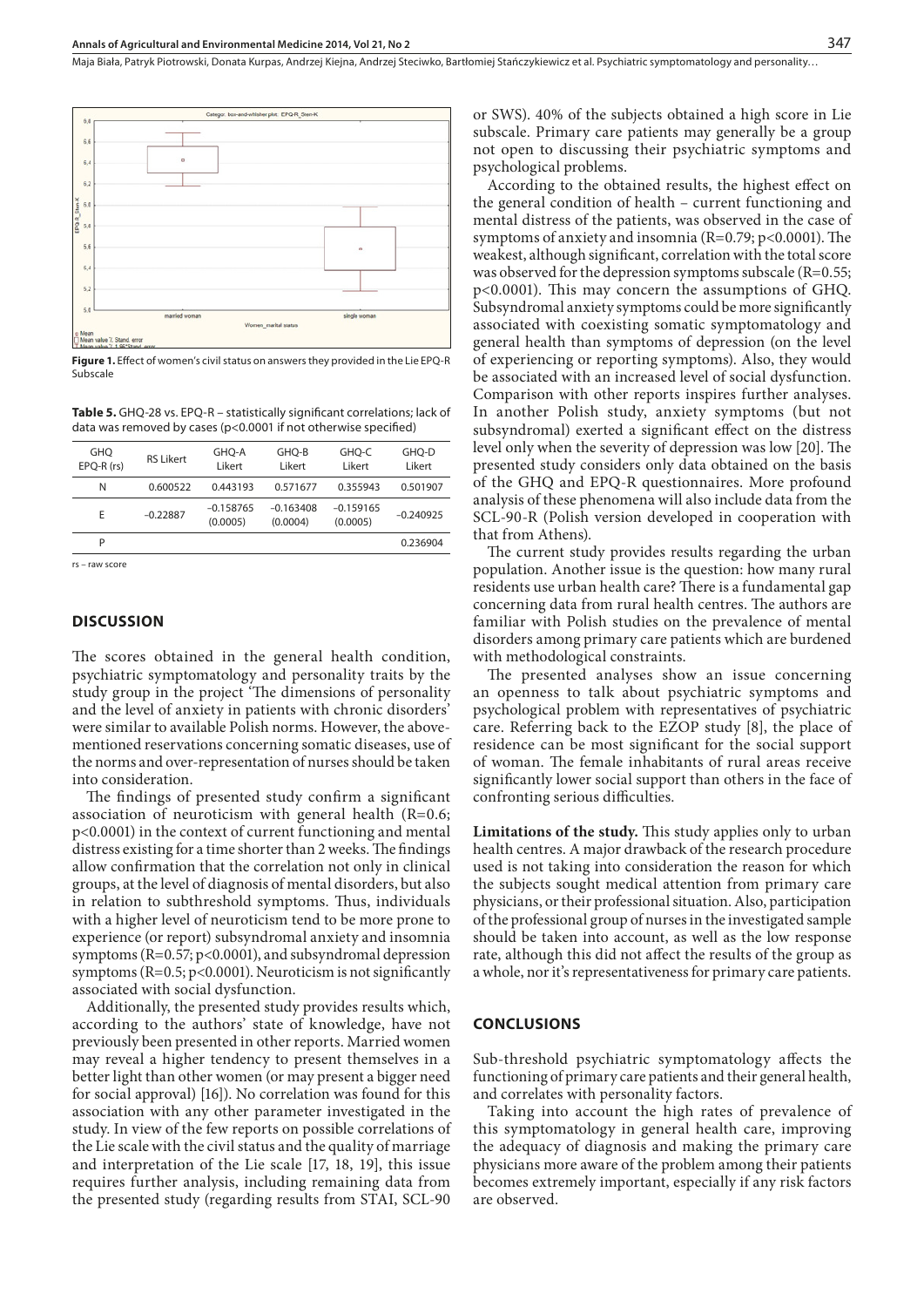**Figure 1.** Effect of women's civil status on answers they provided in the Lie EPQ-R Subscale

**Table 5.** GHQ-28 vs. EPQ-R – statistically significant correlations; lack of data was removed by cases (p<0.0001 if not otherwise specified)

| GHQ EPQ-R (rs) | RS Likert | GHQ-A Likert | GHQ-B Likert | GHQ-C Likert | GHQ-D Likert |
|---|---|---|---|---|---|
| N | 0.600522 | 0.443193 | 0.571677 | 0.355943 | 0.501907 |
| E | −0.22887 | −0.158765 (0.0005) | −0.163408 (0.0004) | −0.159165 (0.0005) | −0.240925 |
| P | | | | | 0.236904 |

rs – raw score

## DISCUSSION

The scores obtained in the general health condition, psychiatric symptomatology and personality traits by the study group in the project 'The dimensions of personality and the level of anxiety in patients with chronic disorders' were similar to available Polish norms. However, the above-mentioned reservations concerning somatic diseases, use of the norms and over-representation of nurses should be taken into consideration.

The findings of presented study confirm a significant association of neuroticism with general health (R=0.6; p<0.0001) in the context of current functioning and mental distress existing for a time shorter than 2 weeks. The findings allow confirmation that the correlation not only in clinical groups, at the level of diagnosis of mental disorders, but also in relation to subthreshold symptoms. Thus, individuals with a higher level of neuroticism tend to be more prone to experience (or report) subsyndromal anxiety and insomnia symptoms (R=0.57; p<0.0001), and subsyndromal depression symptoms (R=0.5; p<0.0001). Neuroticism is not significantly associated with social dysfunction.

Additionally, the presented study provides results which, according to the authors' state of knowledge, have not previously been presented in other reports. Married women may reveal a higher tendency to present themselves in a better light than other women (or may present a bigger need for social approval) [16]). No correlation was found for this association with any other parameter investigated in the study. In view of the few reports on possible correlations of the Lie scale with the civil status and the quality of marriage and interpretation of the Lie scale [17, 18, 19], this issue requires further analysis, including remaining data from the presented study (regarding results from STAI, SCL-90 or SWS). 40% of the subjects obtained a high score in Lie subscale. Primary care patients may generally be a group not open to discussing their psychiatric symptoms and psychological problems.

According to the obtained results, the highest effect on the general condition of health – current functioning and mental distress of the patients, was observed in the case of symptoms of anxiety and insomnia (R=0.79; p<0.0001). The weakest, although significant, correlation with the total score was observed for the depression symptoms subscale (R=0.55; p<0.0001). This may concern the assumptions of GHQ. Subsyndromal anxiety symptoms could be more significantly associated with coexisting somatic symptomatology and general health than symptoms of depression (on the level of experiencing or reporting symptoms). Also, they would be associated with an increased level of social dysfunction. Comparison with other reports inspires further analyses. In another Polish study, anxiety symptoms (but not subsyndromal) exerted a significant effect on the distress level only when the severity of depression was low [20]. The presented study considers only data obtained on the basis of the GHQ and EPQ-R questionnaires. More profound analysis of these phenomena will also include data from the SCL-90-R (Polish version developed in cooperation with that from Athens).

The current study provides results regarding the urban population. Another issue is the question: how many rural residents use urban health care? There is a fundamental gap concerning data from rural health centres. The authors are familiar with Polish studies on the prevalence of mental disorders among primary care patients which are burdened with methodological constraints.

The presented analyses show an issue concerning an openness to talk about psychiatric symptoms and psychological problem with representatives of psychiatric care. Referring back to the EZOP study [8], the place of residence can be most significant for the social support of woman. The female inhabitants of rural areas receive significantly lower social support than others in the face of confronting serious difficulties.

**Limitations of the study.** This study applies only to urban health centres. A major drawback of the research procedure used is not taking into consideration the reason for which the subjects sought medical attention from primary care physicians, or their professional situation. Also, participation of the professional group of nurses in the investigated sample should be taken into account, as well as the low response rate, although this did not affect the results of the group as a whole, nor it's representativeness for primary care patients.

## CONCLUSIONS

Sub-threshold psychiatric symptomatology affects the functioning of primary care patients and their general health, and correlates with personality factors.

Taking into account the high rates of prevalence of this symptomatology in general health care, improving the adequacy of diagnosis and making the primary care physicians more aware of the problem among their patients becomes extremely important, especially if any risk factors are observed.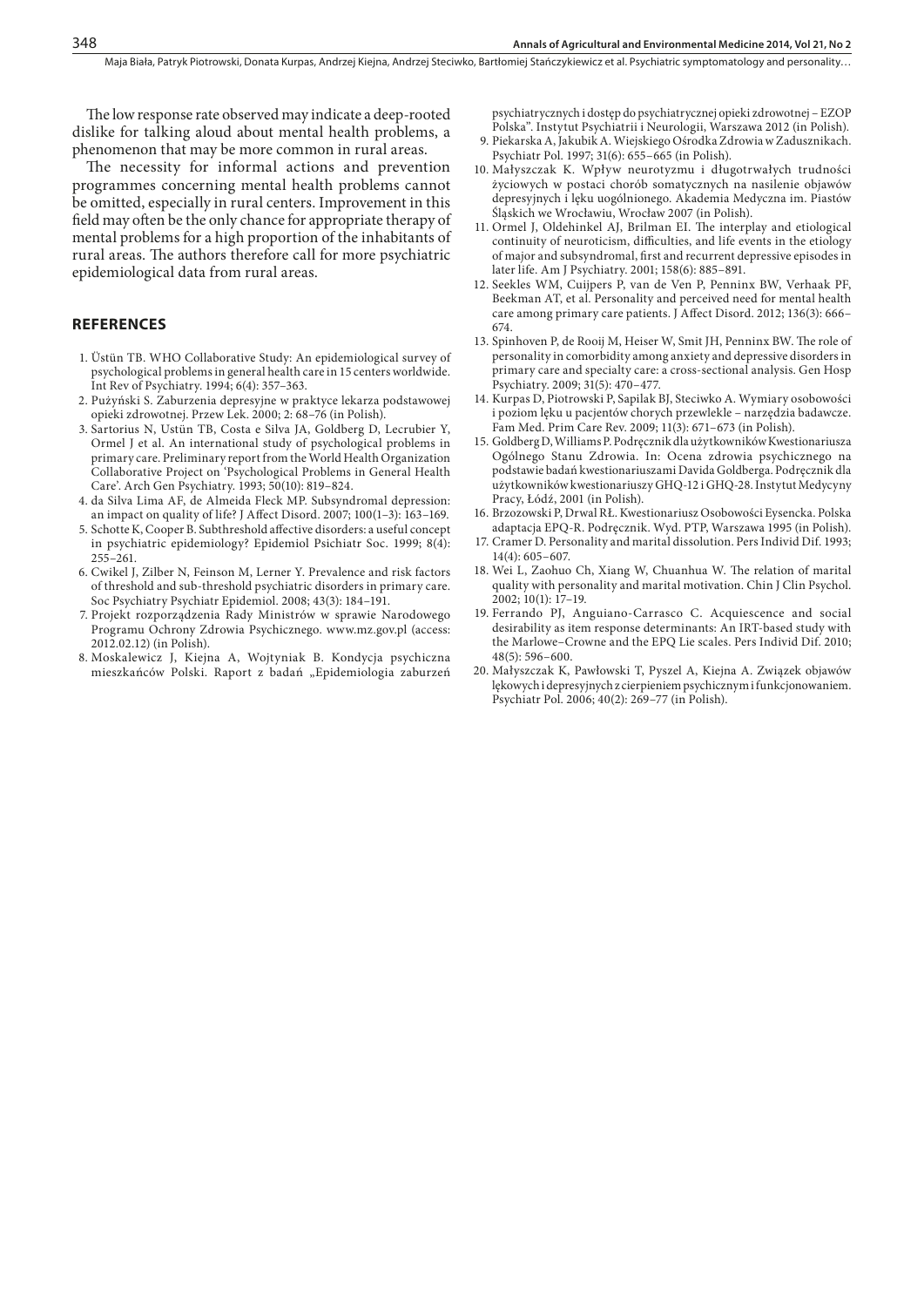The low response rate observed may indicate a deep-rooted dislike for talking aloud about mental health problems, a phenomenon that may be more common in rural areas.

The necessity for informal actions and prevention programmes concerning mental health problems cannot be omitted, especially in rural centers. Improvement in this field may often be the only chance for appropriate therapy of mental problems for a high proportion of the inhabitants of rural areas. The authors therefore call for more psychiatric epidemiological data from rural areas.

## REFERENCES

1. Üstün TB. WHO Collaborative Study: An epidemiological survey of psychological problems in general health care in 15 centers worldwide. Int Rev of Psychiatry. 1994; 6(4): 357–363.
2. Pużyński S. Zaburzenia depresyjne w praktyce lekarza podstawowej opieki zdrowotnej. Przew Lek. 2000; 2: 68–76 (in Polish).
3. Sartorius N, Ustün TB, Costa e Silva JA, Goldberg D, Lecrubier Y, Ormel J et al. An international study of psychological problems in primary care. Preliminary report from the World Health Organization Collaborative Project on 'Psychological Problems in General Health Care'. Arch Gen Psychiatry. 1993; 50(10): 819–824.
4. da Silva Lima AF, de Almeida Fleck MP. Subsyndromal depression: an impact on quality of life? J Affect Disord. 2007; 100(1–3): 163–169.
5. Schotte K, Cooper B. Subthreshold affective disorders: a useful concept in psychiatric epidemiology? Epidemiol Psichiatr Soc. 1999; 8(4): 255–261.
6. Cwikel J, Zilber N, Feinson M, Lerner Y. Prevalence and risk factors of threshold and sub-threshold psychiatric disorders in primary care. Soc Psychiatry Psychiatr Epidemiol. 2008; 43(3): 184–191.
7. Projekt rozporządzenia Rady Ministrów w sprawie Narodowego Programu Ochrony Zdrowia Psychicznego. www.mz.gov.pl (access: 2012.02.12) (in Polish).
8. Moskalewicz J, Kiejna A, Wojtyniak B. Kondycja psychiczna mieszkańców Polski. Raport z badań „Epidemiologia zaburzeń psychiatrycznych i dostęp do psychiatrycznej opieki zdrowotnej – EZOP Polska". Instytut Psychiatrii i Neurologii, Warszawa 2012 (in Polish).
9. Piekarska A, Jakubik A. Wiejskiego Ośrodka Zdrowia w Zadusznikach. Psychiatr Pol. 1997; 31(6): 655–665 (in Polish).
10. Małyszczak K. Wpływ neurotyzmu i długotrwałych trudności życiowych w postaci chorób somatycznych na nasilenie objawów depresyjnych i lęku uogólnionego. Akademia Medyczna im. Piastów Śląskich we Wrocławiu, Wrocław 2007 (in Polish).
11. Ormel J, Oldehinkel AJ, Brilman EI. The interplay and etiological continuity of neuroticism, difficulties, and life events in the etiology of major and subsyndromal, first and recurrent depressive episodes in later life. Am J Psychiatry. 2001; 158(6): 885–891.
12. Seekles WM, Cuijpers P, van de Ven P, Penninx BW, Verhaak PF, Beekman AT, et al. Personality and perceived need for mental health care among primary care patients. J Affect Disord. 2012; 136(3): 666–674.
13. Spinhoven P, de Rooij M, Heiser W, Smit JH, Penninx BW. The role of personality in comorbidity among anxiety and depressive disorders in primary care and specialty care: a cross-sectional analysis. Gen Hosp Psychiatry. 2009; 31(5): 470–477.
14. Kurpas D, Piotrowski P, Sapilak BJ, Steciwko A. Wymiary osobowości i poziom lęku u pacjentów chorych przewlekle – narzędzia badawcze. Fam Med. Prim Care Rev. 2009; 11(3): 671–673 (in Polish).
15. Goldberg D, Williams P. Podręcznik dla użytkowników Kwestionariusza Ogólnego Stanu Zdrowia. In: Ocena zdrowia psychicznego na podstawie badań kwestionariuszami Davida Goldberga. Podręcznik dla użytkowników kwestionariuszy GHQ-12 i GHQ-28. Instytut Medycyny Pracy, Łódź, 2001 (in Polish).
16. Brzozowski P, Drwal RŁ. Kwestionariusz Osobowości Eysencka. Polska adaptacja EPQ-R. Podręcznik. Wyd. PTP, Warszawa 1995 (in Polish).
17. Cramer D. Personality and marital dissolution. Pers Individ Dif. 1993; 14(4): 605–607.
18. Wei L, Zaohuo Ch, Xiang W, Chuanhua W. The relation of marital quality with personality and marital motivation. Chin J Clin Psychol. 2002; 10(1): 17–19.
19. Ferrando PJ, Anguiano-Carrasco C. Acquiescence and social desirability as item response determinants: An IRT-based study with the Marlowe–Crowne and the EPQ Lie scales. Pers Individ Dif. 2010; 48(5): 596–600.
20. Małyszczak K, Pawłowski T, Pyszel A, Kiejna A. Związek objawów lękowych i depresyjnych z cierpieniem psychicznym i funkcjonowaniem. Psychiatr Pol. 2006; 40(2): 269–77 (in Polish).